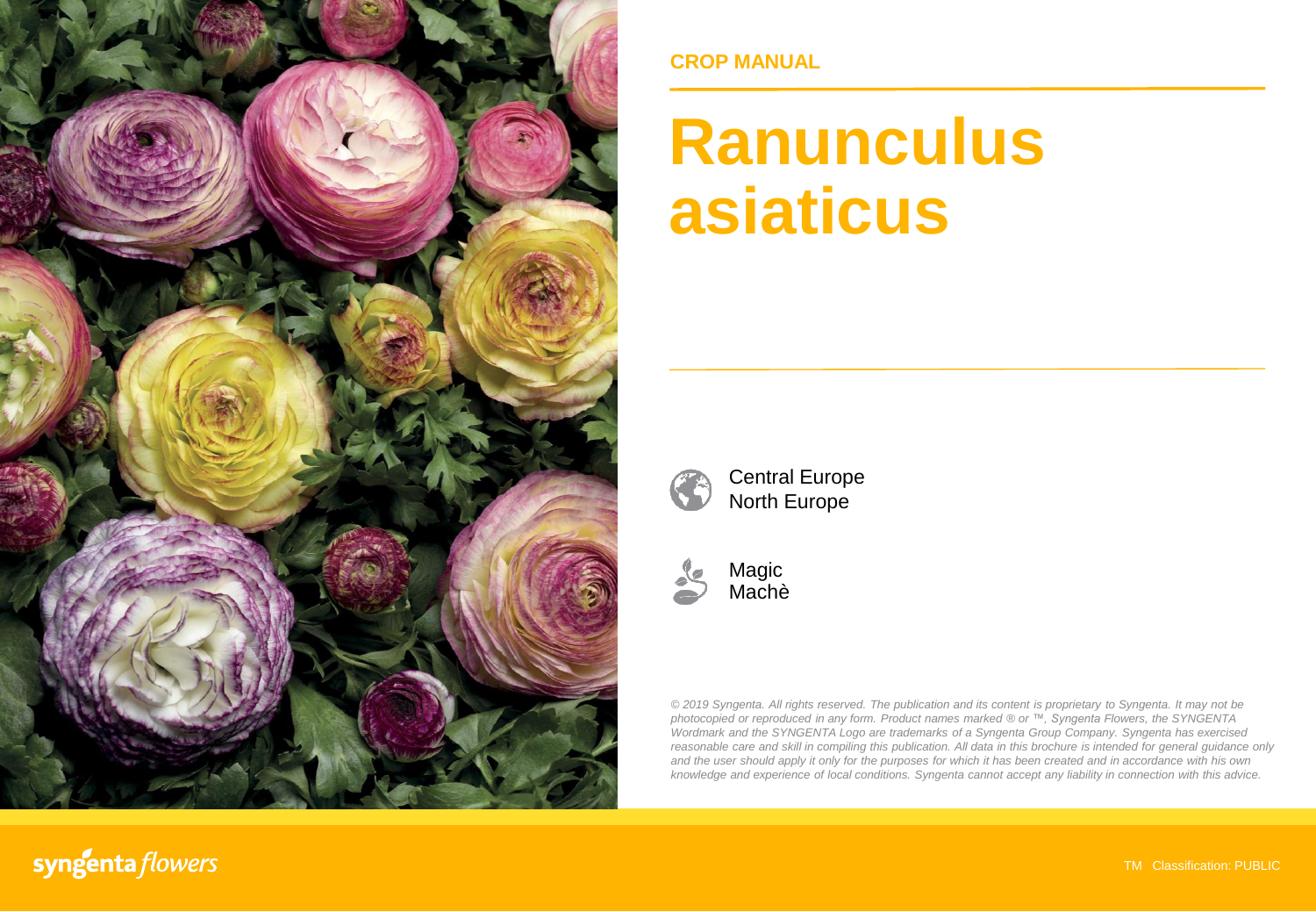CROP MANUAL

# Ranunculus asiaticus

Central Europe
North Europe

Magic
Machè

*© 2019 Syngenta. All rights reserved. The publication and its content is proprietary to Syngenta. It may not be photocopied or reproduced in any form. Product names marked ® or ™, Syngenta Flowers, the SYNGENTA Wordmark and the SYNGENTA Logo are trademarks of a Syngenta Group Company. Syngenta has exercised reasonable care and skill in compiling this publication. All data in this brochure is intended for general guidance only and the user should apply it only for the purposes for which it has been created and in accordance with his own knowledge and experience of local conditions. Syngenta cannot accept any liability in connection with this advice.*

syngenta flowers

TM Classification: PUBLIC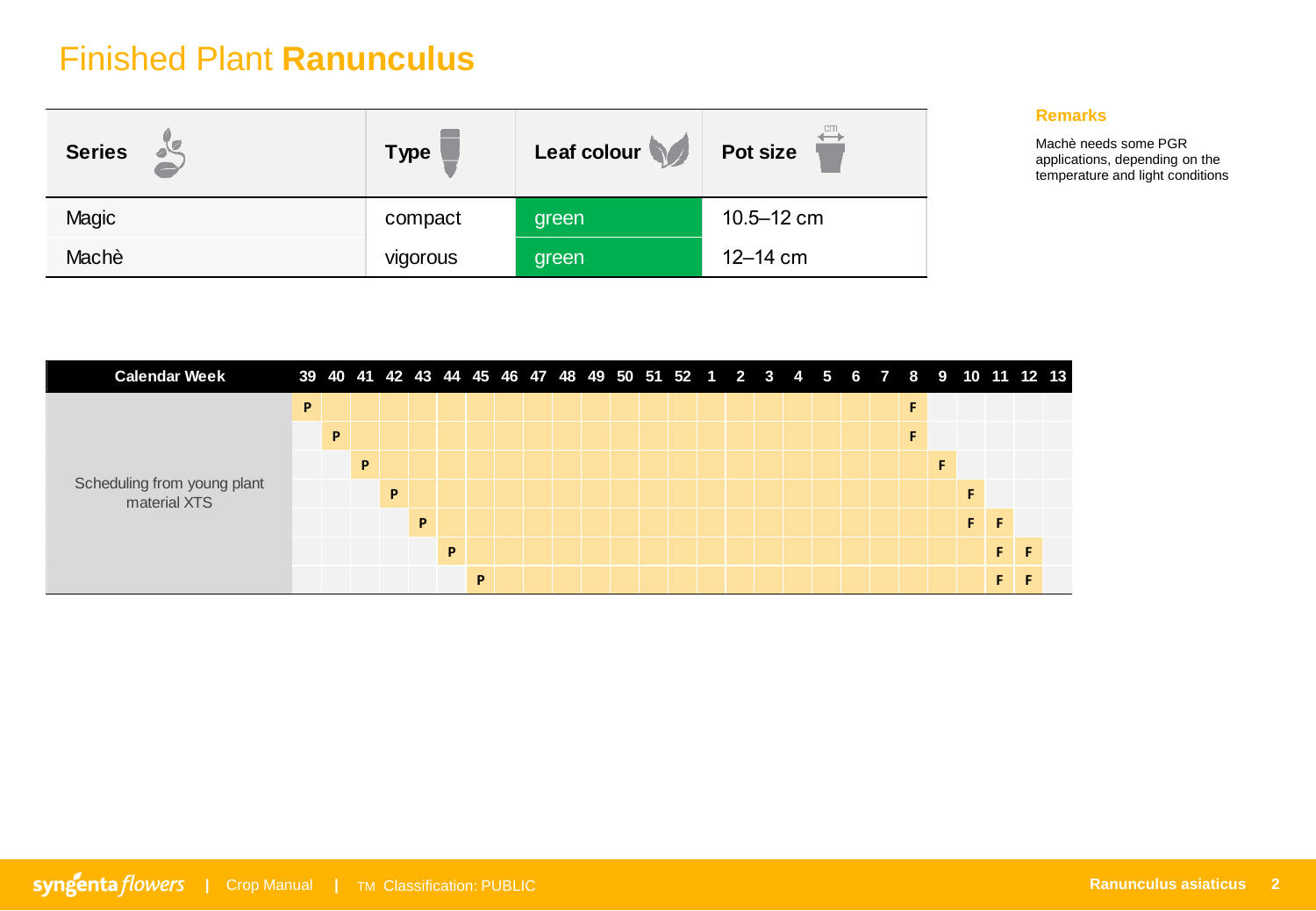# Finished Plant **Ranunculus**

| Series | Type | Leaf colour | Pot size |
| --- | --- | --- | --- |
| Magic | compact | green | 10.5–12 cm |
| Machè | vigorous | green | 12–14 cm |

**Remarks**

Machè needs some PGR applications, depending on the temperature and light conditions

| Calendar Week | 39 | 40 | 41 | 42 | 43 | 44 | 45 | 46 | 47 | 48 | 49 | 50 | 51 | 52 | 1 | 2 | 3 | 4 | 5 | 6 | 7 | 8 | 9 | 10 | 11 | 12 | 13 |
| --- | --- | --- | --- | --- | --- | --- | --- | --- | --- | --- | --- | --- | --- | --- | --- | --- | --- | --- | --- | --- | --- | --- | --- | --- | --- | --- | --- |
| Scheduling from young plant material XTS | P | | | | | | | | | | | | | | | | | | | | | F | | | | | |
| | | P | | | | | | | | | | | | | | | | | | | | F | | | | | |
| | | | P | | | | | | | | | | | | | | | | | | | | F | | | | |
| | | | | P | | | | | | | | | | | | | | | | | | | | F | | | |
| | | | | | P | | | | | | | | | | | | | | | | | | | F | F | | |
| | | | | | | P | | | | | | | | | | | | | | | | | | | F | F | |
| | | | | | | | P | | | | | | | | | | | | | | | | | | F | F | |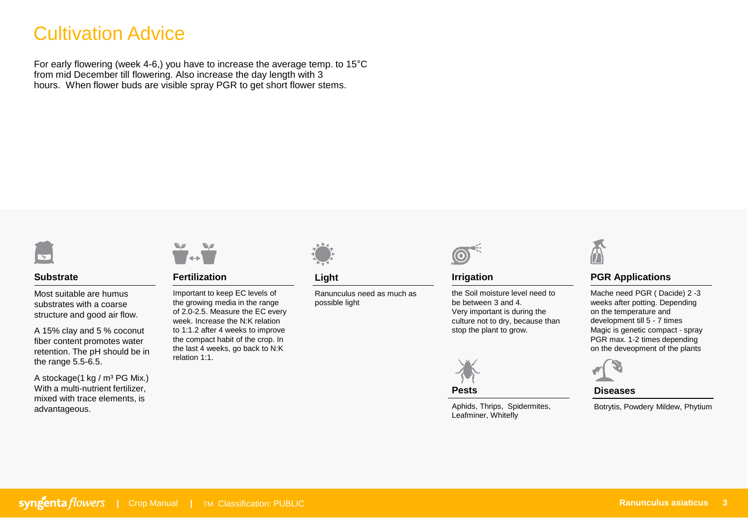# Cultivation Advice

For early flowering (week 4-6,) you have to increase the average temp. to 15°C from mid December till flowering. Also increase the day length with 3 hours. When flower buds are visible spray PGR to get short flower stems.

## Substrate

Most suitable are humus substrates with a coarse structure and good air flow.

A 15% clay and 5 % coconut fiber content promotes water retention. The pH should be in the range 5.5-6.5.

A stockage(1 kg / m³ PG Mix.) With a multi-nutrient fertilizer, mixed with trace elements, is advantageous.

## Fertilization

Important to keep EC levels of the growing media in the range of 2.0-2.5. Measure the EC every week. Increase the N:K relation to 1:1.2 after 4 weeks to improve the compact habit of the crop. In the last 4 weeks, go back to N:K relation 1:1.

## Light

Ranunculus need as much as possible light

## Irrigation

the Soil moisture level need to be between 3 and 4. Very important is during the culture not to dry, because than stop the plant to grow.

## Pests

Aphids, Thrips, Spidermites, Leafminer, Whitefly

## PGR Applications

Mache need PGR ( Dacide) 2 -3 weeks after potting. Depending on the temperature and development till 5 - 7 times Magic is genetic compact - spray PGR max. 1-2 times depending on the deveopment of the plants

## Diseases

Botrytis, Powdery Mildew, Phytium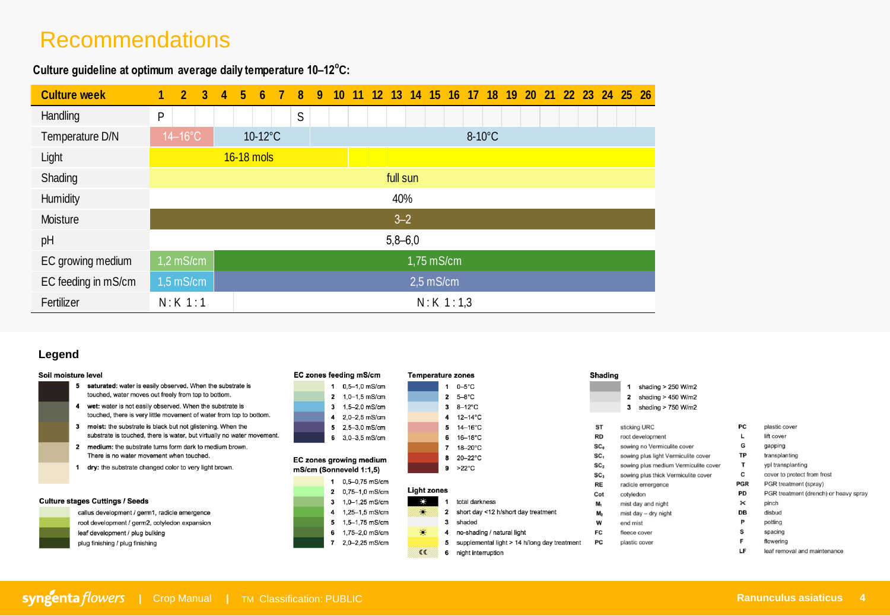# Recommendations

**Culture guideline at optimum average daily temperature 10–12°C:**

| Culture week | 1 | 2 | 3 | 4 | 5 | 6 | 7 | 8 | 9 | 10 | 11 | 12 | 13 | 14 | 15 | 16 | 17 | 18 | 19 | 20 | 21 | 22 | 23 | 24 | 25 | 26 |
|---|---|---|---|---|---|---|---|---|---|---|---|---|---|---|---|---|---|---|---|---|---|---|---|---|---|---|
| Handling | P | | | | | | | S | | | | | | | | | | | | | | | | | | |
| Temperature D/N | 14–16°C | | | 10-12°C | | | | | 8-10°C | | | | | | | | | | | | | | | | | |
| Light | 16-18 mols | | | | | | | | | | | | | | | | | | | | | | | | | |
| Shading | full sun | | | | | | | | | | | | | | | | | | | | | | | | | |
| Humidity | 40% | | | | | | | | | | | | | | | | | | | | | | | | | |
| Moisture | 3–2 | | | | | | | | | | | | | | | | | | | | | | | | | |
| pH | 5,8–6,0 | | | | | | | | | | | | | | | | | | | | | | | | | |
| EC growing medium | 1,2 mS/cm | | | 1,75 mS/cm | | | | | | | | | | | | | | | | | | | | | | |
| EC feeding in mS/cm | 1,5 mS/cm | | | 2,5 mS/cm | | | | | | | | | | | | | | | | | | | | | | |
| Fertilizer | N : K 1 : 1 | | | | N : K 1 : 1,3 | | | | | | | | | | | | | | | | | | | | | |

## Legend

**Soil moisture level**

- 5 **saturated:** water is easily observed. When the substrate is touched, water moves out freely from top to bottom.
- 4 **wet:** water is not easily observed. When the substrate is touched, there is very little movement of water from top to bottom.
- 3 **moist:** the substrate is black but not glistening. When the substrate is touched, there is water, but virtually no water movement.
- 2 **medium:** the substrate turns form dark to medium brown. There is no water movement when touched.
- 1 **dry:** the substrate changed color to very light brown.

**Culture stages Cuttings / Seeds**

- callus development / germ1, radicle emergence
- root development / germ2, cotyledon expansion
- leaf development / plug bulking
- plug finishing / plug finishing

**EC zones feeding mS/cm**

- 1 0,5–1,0 mS/cm
- 2 1,0–1,5 mS/cm
- 3 1,5–2,0 mS/cm
- 4 2,0–2,5 mS/cm
- 5 2,5–3,0 mS/cm
- 6 3,0–3,5 mS/cm

**EC zones growing medium mS/cm (Sonneveld 1:1,5)**

- 1 0,5–0,75 mS/cm
- 2 0,75–1,0 mS/cm
- 3 1,0–1,25 mS/cm
- 4 1,25–1,5 mS/cm
- 5 1,5–1,75 mS/cm
- 6 1,75–2,0 mS/cm
- 7 2,0–2,25 mS/cm

**Temperature zones**

- 1 0–5°C
- 2 5–8°C
- 3 8–12°C
- 4 12–14°C
- 5 14–16°C
- 6 16–18°C
- 7 18–20°C
- 8 20–22°C
- 9 >22°C

**Light zones**

- 1 total darkness
- 2 short day <12 h/short day treatment
- 3 shaded
- 4 no-shading / natural light
- 5 supplemental light > 14 h/long day treatment
- 6 night interruption

**Shading**

- 1 shading > 250 W/m2
- 2 shading > 450 W/m2
- 3 shading > 750 W/m2

| | | | |
|---|---|---|---|
| ST | sticking URC | PC | plastic cover |
| RD | root development | L | lift cover |
| $SC_0$ | sowing no Vermiculite cover | G | gapping |
| $SC_1$ | sowing plus light Vermiculite cover | TP | transplanting |
| $SC_2$ | sowing plus medium Vermiculite cover | T | ypl transplanting |
| $SC_3$ | sowing plus thick Vermiculite cover | C | cover to protect from frost |
| RE | radicle emergence | PGR | PGR treatment (spray) |
| Cot | cotyledon | PD | PGR treatment (drench) or heavy spray |
| $M_1$ | mist day and night | ✂ | pinch |
| $M_2$ | mist day – dry night | DB | disbud |
| W | end mist | P | potting |
| FC | fleece cover | S | spacing |
| PC | plastic cover | F | flowering |
| | | LF | leaf removal and maintenance |